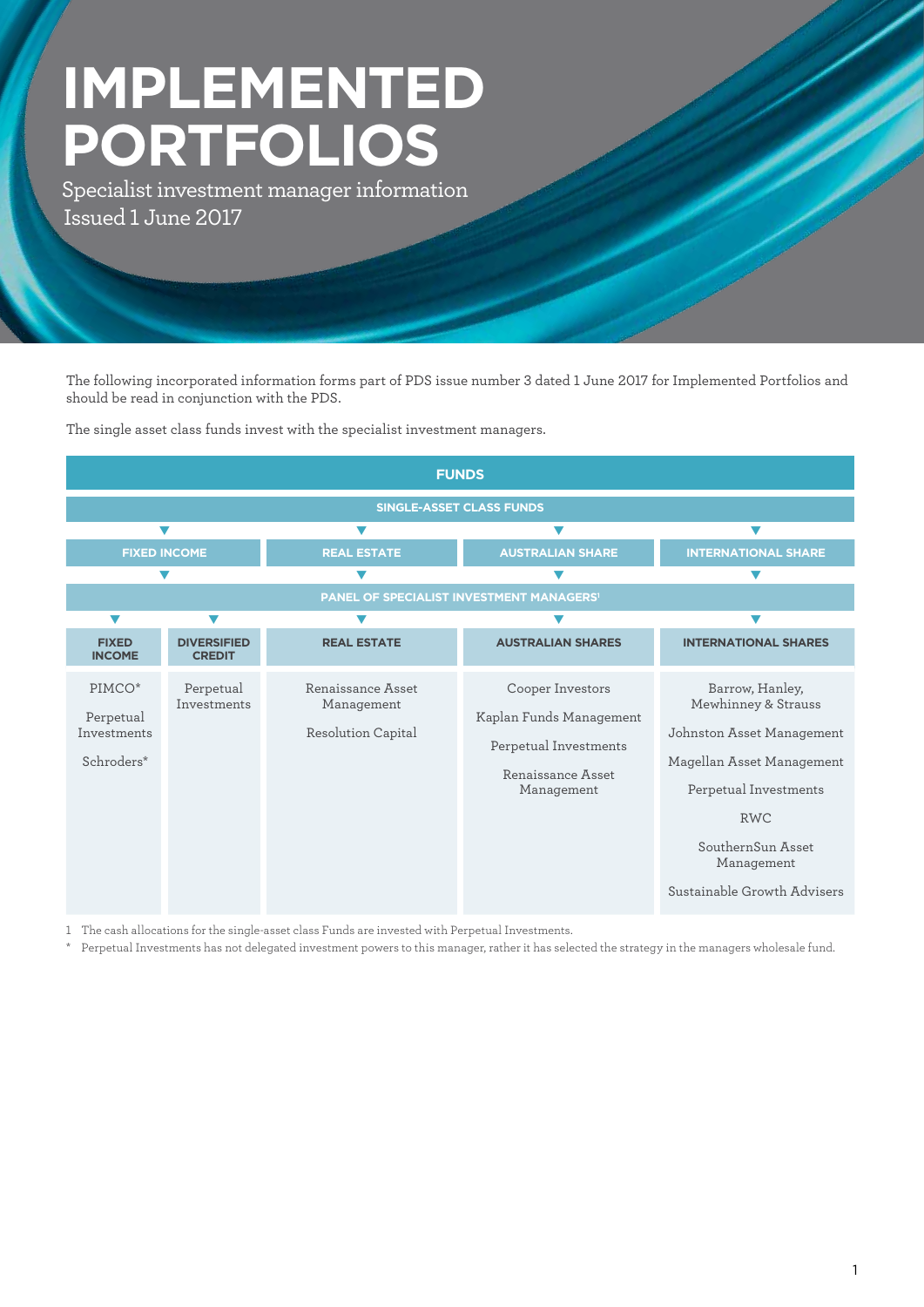# IMPLEMENTED PORTFOLIOS

Specialist investment manager information
Issued 1 June 2017

The following incorporated information forms part of PDS issue number 3 dated 1 June 2017 for Implemented Portfolios and should be read in conjunction with the PDS.

The single asset class funds invest with the specialist investment managers.

**FUNDS**

**SINGLE-ASSET CLASS FUNDS**

| FIXED INCOME | | REAL ESTATE | AUSTRALIAN SHARE | INTERNATIONAL SHARE |
|---|---|---|---|---|

**PANEL OF SPECIALIST INVESTMENT MANAGERS[1]**

| FIXED INCOME | DIVERSIFIED CREDIT | REAL ESTATE | AUSTRALIAN SHARES | INTERNATIONAL SHARES |
|---|---|---|---|---|
| PIMCO* | Perpetual Investments | Renaissance Asset Management | Cooper Investors | Barrow, Hanley, Mewhinney & Strauss |
| Perpetual Investments | | Resolution Capital | Kaplan Funds Management | Johnston Asset Management |
| Schroders* | | | Perpetual Investments | Magellan Asset Management |
| | | | Renaissance Asset Management | Perpetual Investments |
| | | | | RWC |
| | | | | SouthernSun Asset Management |
| | | | | Sustainable Growth Advisers |

1 The cash allocations for the single-asset class Funds are invested with Perpetual Investments.

* Perpetual Investments has not delegated investment powers to this manager, rather it has selected the strategy in the managers wholesale fund.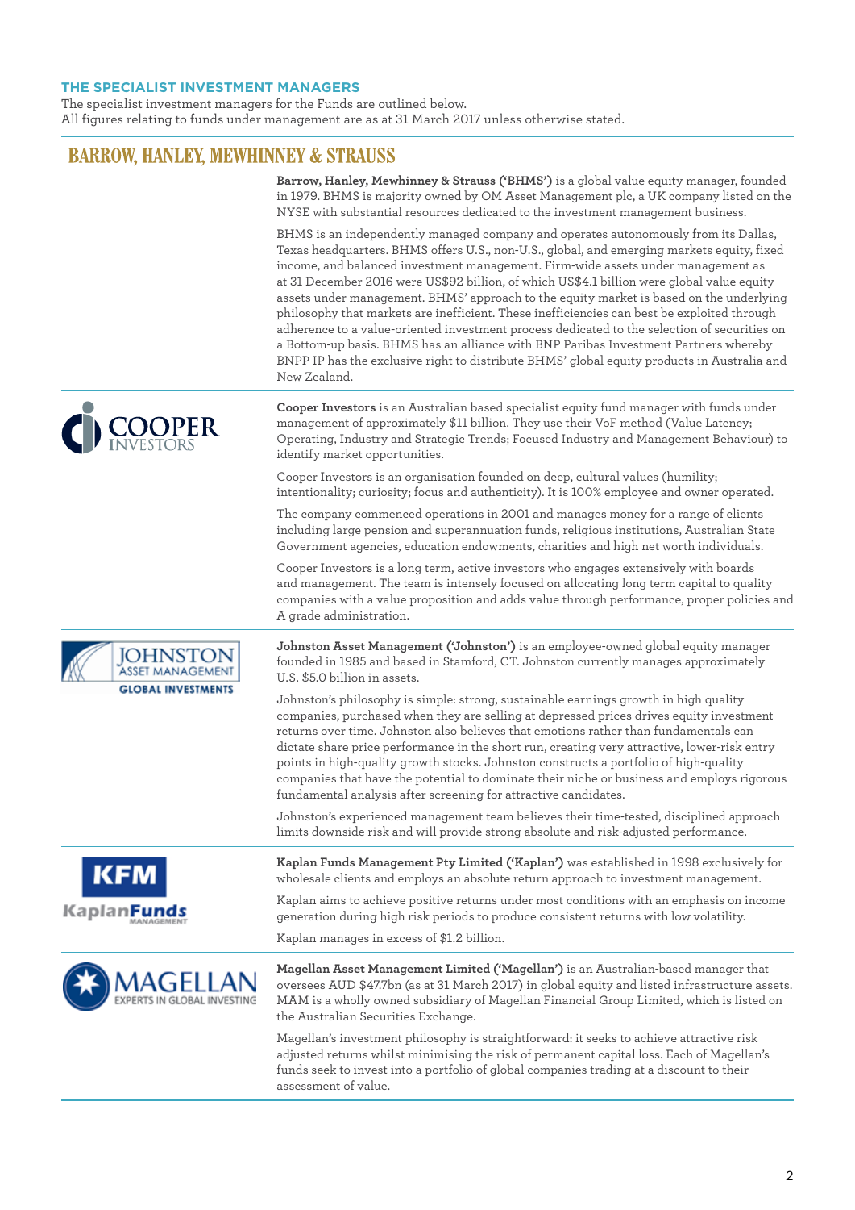## THE SPECIALIST INVESTMENT MANAGERS

The specialist investment managers for the Funds are outlined below.
All figures relating to funds under management are as at 31 March 2017 unless otherwise stated.

### BARROW, HANLEY, MEWHINNEY & STRAUSS

**Barrow, Hanley, Mewhinney & Strauss ('BHMS')** is a global value equity manager, founded in 1979. BHMS is majority owned by OM Asset Management plc, a UK company listed on the NYSE with substantial resources dedicated to the investment management business.

BHMS is an independently managed company and operates autonomously from its Dallas, Texas headquarters. BHMS offers U.S., non-U.S., global, and emerging markets equity, fixed income, and balanced investment management. Firm-wide assets under management as at 31 December 2016 were US$92 billion, of which US$4.1 billion were global value equity assets under management. BHMS' approach to the equity market is based on the underlying philosophy that markets are inefficient. These inefficiencies can best be exploited through adherence to a value-oriented investment process dedicated to the selection of securities on a Bottom-up basis. BHMS has an alliance with BNP Paribas Investment Partners whereby BNPP IP has the exclusive right to distribute BHMS' global equity products in Australia and New Zealand.

### COOPER INVESTORS

**Cooper Investors** is an Australian based specialist equity fund manager with funds under management of approximately $11 billion. They use their VoF method (Value Latency; Operating, Industry and Strategic Trends; Focused Industry and Management Behaviour) to identify market opportunities.

Cooper Investors is an organisation founded on deep, cultural values (humility; intentionality; curiosity; focus and authenticity). It is 100% employee and owner operated.

The company commenced operations in 2001 and manages money for a range of clients including large pension and superannuation funds, religious institutions, Australian State Government agencies, education endowments, charities and high net worth individuals.

Cooper Investors is a long term, active investors who engages extensively with boards and management. The team is intensely focused on allocating long term capital to quality companies with a value proposition and adds value through performance, proper policies and A grade administration.

### JOHNSTON ASSET MANAGEMENT GLOBAL INVESTMENTS

**Johnston Asset Management ('Johnston')** is an employee-owned global equity manager founded in 1985 and based in Stamford, CT. Johnston currently manages approximately U.S. $5.0 billion in assets.

Johnston's philosophy is simple: strong, sustainable earnings growth in high quality companies, purchased when they are selling at depressed prices drives equity investment returns over time. Johnston also believes that emotions rather than fundamentals can dictate share price performance in the short run, creating very attractive, lower-risk entry points in high-quality growth stocks. Johnston constructs a portfolio of high-quality companies that have the potential to dominate their niche or business and employs rigorous fundamental analysis after screening for attractive candidates.

Johnston's experienced management team believes their time-tested, disciplined approach limits downside risk and will provide strong absolute and risk-adjusted performance.

### KFM KaplanFunds MANAGEMENT

**Kaplan Funds Management Pty Limited ('Kaplan')** was established in 1998 exclusively for wholesale clients and employs an absolute return approach to investment management.

Kaplan aims to achieve positive returns under most conditions with an emphasis on income generation during high risk periods to produce consistent returns with low volatility.

Kaplan manages in excess of $1.2 billion.

### MAGELLAN EXPERTS IN GLOBAL INVESTING

**Magellan Asset Management Limited ('Magellan')** is an Australian-based manager that oversees AUD $47.7bn (as at 31 March 2017) in global equity and listed infrastructure assets. MAM is a wholly owned subsidiary of Magellan Financial Group Limited, which is listed on the Australian Securities Exchange.

Magellan's investment philosophy is straightforward: it seeks to achieve attractive risk adjusted returns whilst minimising the risk of permanent capital loss. Each of Magellan's funds seek to invest into a portfolio of global companies trading at a discount to their assessment of value.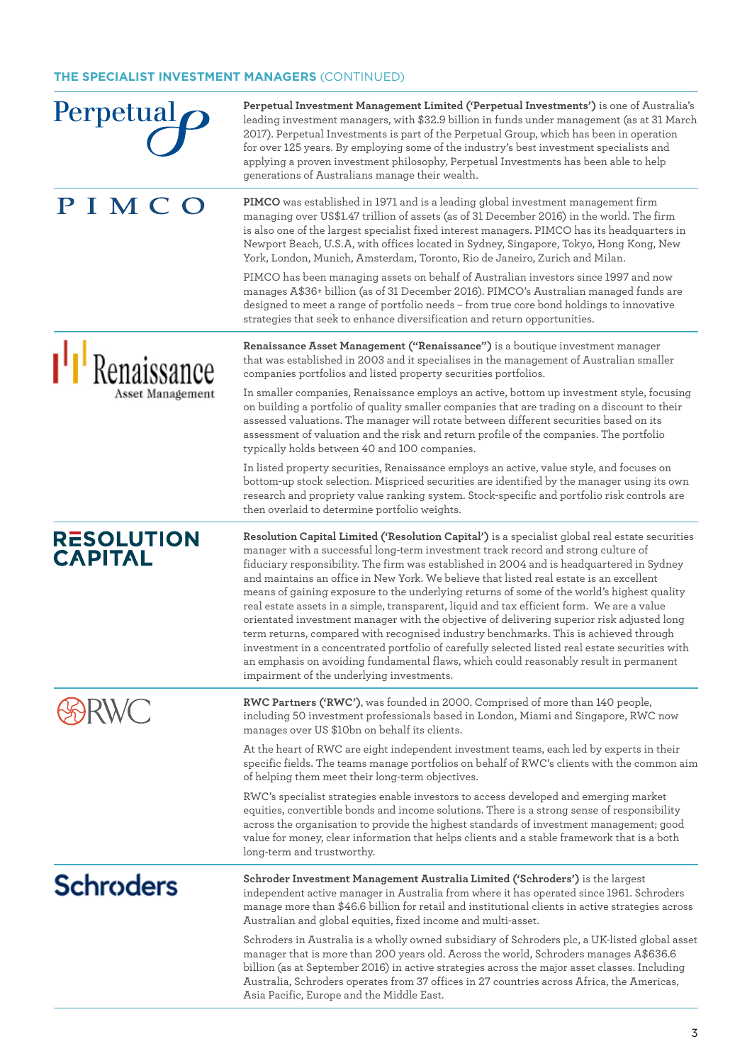## THE SPECIALIST INVESTMENT MANAGERS (CONTINUED)

**Perpetual**

**Perpetual Investment Management Limited ('Perpetual Investments')** is one of Australia's leading investment managers, with $32.9 billion in funds under management (as at 31 March 2017). Perpetual Investments is part of the Perpetual Group, which has been in operation for over 125 years. By employing some of the industry's best investment specialists and applying a proven investment philosophy, Perpetual Investments has been able to help generations of Australians manage their wealth.

**PIMCO**

**PIMCO** was established in 1971 and is a leading global investment management firm managing over US$1.47 trillion of assets (as of 31 December 2016) in the world. The firm is also one of the largest specialist fixed interest managers. PIMCO has its headquarters in Newport Beach, U.S.A, with offices located in Sydney, Singapore, Tokyo, Hong Kong, New York, London, Munich, Amsterdam, Toronto, Rio de Janeiro, Zurich and Milan.

PIMCO has been managing assets on behalf of Australian investors since 1997 and now manages A$36+ billion (as of 31 December 2016). PIMCO's Australian managed funds are designed to meet a range of portfolio needs – from true core bond holdings to innovative strategies that seek to enhance diversification and return opportunities.

**Renaissance Asset Management**

**Renaissance Asset Management ("Renaissance")** is a boutique investment manager that was established in 2003 and it specialises in the management of Australian smaller companies portfolios and listed property securities portfolios.

In smaller companies, Renaissance employs an active, bottom up investment style, focusing on building a portfolio of quality smaller companies that are trading on a discount to their assessed valuations. The manager will rotate between different securities based on its assessment of valuation and the risk and return profile of the companies. The portfolio typically holds between 40 and 100 companies.

In listed property securities, Renaissance employs an active, value style, and focuses on bottom-up stock selection. Mispriced securities are identified by the manager using its own research and propriety value ranking system. Stock-specific and portfolio risk controls are then overlaid to determine portfolio weights.

**RESOLUTION CAPITAL**

**Resolution Capital Limited ('Resolution Capital')** is a specialist global real estate securities manager with a successful long-term investment track record and strong culture of fiduciary responsibility. The firm was established in 2004 and is headquartered in Sydney and maintains an office in New York. We believe that listed real estate is an excellent means of gaining exposure to the underlying returns of some of the world's highest quality real estate assets in a simple, transparent, liquid and tax efficient form. We are a value orientated investment manager with the objective of delivering superior risk adjusted long term returns, compared with recognised industry benchmarks. This is achieved through investment in a concentrated portfolio of carefully selected listed real estate securities with an emphasis on avoiding fundamental flaws, which could reasonably result in permanent impairment of the underlying investments.

**RWC**

**RWC Partners ('RWC')**, was founded in 2000. Comprised of more than 140 people, including 50 investment professionals based in London, Miami and Singapore, RWC now manages over US $10bn on behalf its clients.

At the heart of RWC are eight independent investment teams, each led by experts in their specific fields. The teams manage portfolios on behalf of RWC's clients with the common aim of helping them meet their long-term objectives.

RWC's specialist strategies enable investors to access developed and emerging market equities, convertible bonds and income solutions. There is a strong sense of responsibility across the organisation to provide the highest standards of investment management; good value for money, clear information that helps clients and a stable framework that is a both long-term and trustworthy.

**Schroders**

**Schroder Investment Management Australia Limited ('Schroders')** is the largest independent active manager in Australia from where it has operated since 1961. Schroders manage more than $46.6 billion for retail and institutional clients in active strategies across Australian and global equities, fixed income and multi-asset.

Schroders in Australia is a wholly owned subsidiary of Schroders plc, a UK-listed global asset manager that is more than 200 years old. Across the world, Schroders manages A$636.6 billion (as at September 2016) in active strategies across the major asset classes. Including Australia, Schroders operates from 37 offices in 27 countries across Africa, the Americas, Asia Pacific, Europe and the Middle East.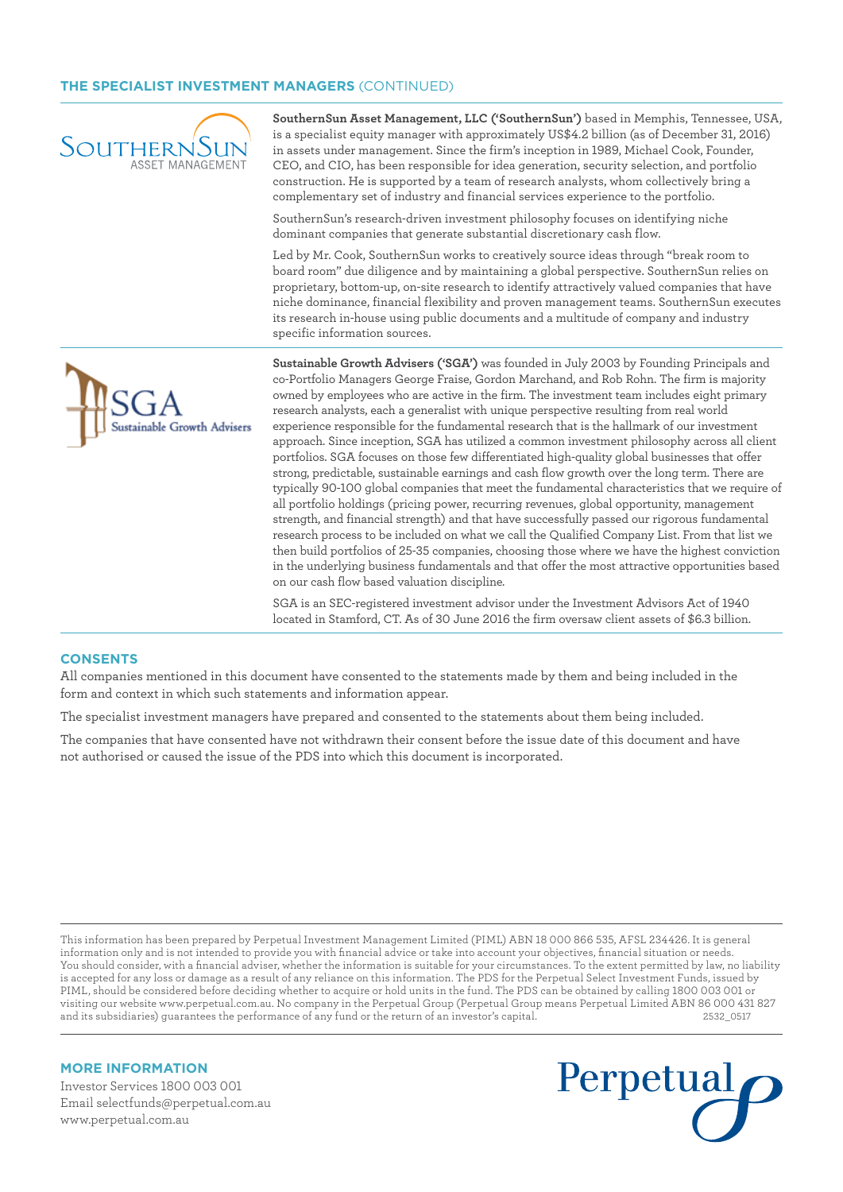## THE SPECIALIST INVESTMENT MANAGERS (CONTINUED)

SouthernSun ASSET MANAGEMENT

**SouthernSun Asset Management, LLC ('SouthernSun')** based in Memphis, Tennessee, USA, is a specialist equity manager with approximately US$4.2 billion (as of December 31, 2016) in assets under management. Since the firm's inception in 1989, Michael Cook, Founder, CEO, and CIO, has been responsible for idea generation, security selection, and portfolio construction. He is supported by a team of research analysts, whom collectively bring a complementary set of industry and financial services experience to the portfolio.

SouthernSun's research-driven investment philosophy focuses on identifying niche dominant companies that generate substantial discretionary cash flow.

Led by Mr. Cook, SouthernSun works to creatively source ideas through "break room to board room" due diligence and by maintaining a global perspective. SouthernSun relies on proprietary, bottom-up, on-site research to identify attractively valued companies that have niche dominance, financial flexibility and proven management teams. SouthernSun executes its research in-house using public documents and a multitude of company and industry specific information sources.

SGA Sustainable Growth Advisers

**Sustainable Growth Advisers ('SGA')** was founded in July 2003 by Founding Principals and co-Portfolio Managers George Fraise, Gordon Marchand, and Rob Rohn. The firm is majority owned by employees who are active in the firm. The investment team includes eight primary research analysts, each a generalist with unique perspective resulting from real world experience responsible for the fundamental research that is the hallmark of our investment approach. Since inception, SGA has utilized a common investment philosophy across all client portfolios. SGA focuses on those few differentiated high-quality global businesses that offer strong, predictable, sustainable earnings and cash flow growth over the long term. There are typically 90-100 global companies that meet the fundamental characteristics that we require of all portfolio holdings (pricing power, recurring revenues, global opportunity, management strength, and financial strength) and that have successfully passed our rigorous fundamental research process to be included on what we call the Qualified Company List. From that list we then build portfolios of 25-35 companies, choosing those where we have the highest conviction in the underlying business fundamentals and that offer the most attractive opportunities based on our cash flow based valuation discipline.

SGA is an SEC-registered investment advisor under the Investment Advisors Act of 1940 located in Stamford, CT. As of 30 June 2016 the firm oversaw client assets of $6.3 billion.

## CONSENTS

All companies mentioned in this document have consented to the statements made by them and being included in the form and context in which such statements and information appear.

The specialist investment managers have prepared and consented to the statements about them being included.

The companies that have consented have not withdrawn their consent before the issue date of this document and have not authorised or caused the issue of the PDS into which this document is incorporated.

This information has been prepared by Perpetual Investment Management Limited (PIML) ABN 18 000 866 535, AFSL 234426. It is general information only and is not intended to provide you with financial advice or take into account your objectives, financial situation or needs. You should consider, with a financial adviser, whether the information is suitable for your circumstances. To the extent permitted by law, no liability is accepted for any loss or damage as a result of any reliance on this information. The PDS for the Perpetual Select Investment Funds, issued by PIML, should be considered before deciding whether to acquire or hold units in the fund. The PDS can be obtained by calling 1800 003 001 or visiting our website www.perpetual.com.au. No company in the Perpetual Group (Perpetual Group means Perpetual Limited ABN 86 000 431 827 and its subsidiaries) guarantees the performance of any fund or the return of an investor's capital. 2532_0517

## MORE INFORMATION

Investor Services 1800 003 001
Email selectfunds@perpetual.com.au
www.perpetual.com.au

Perpetual